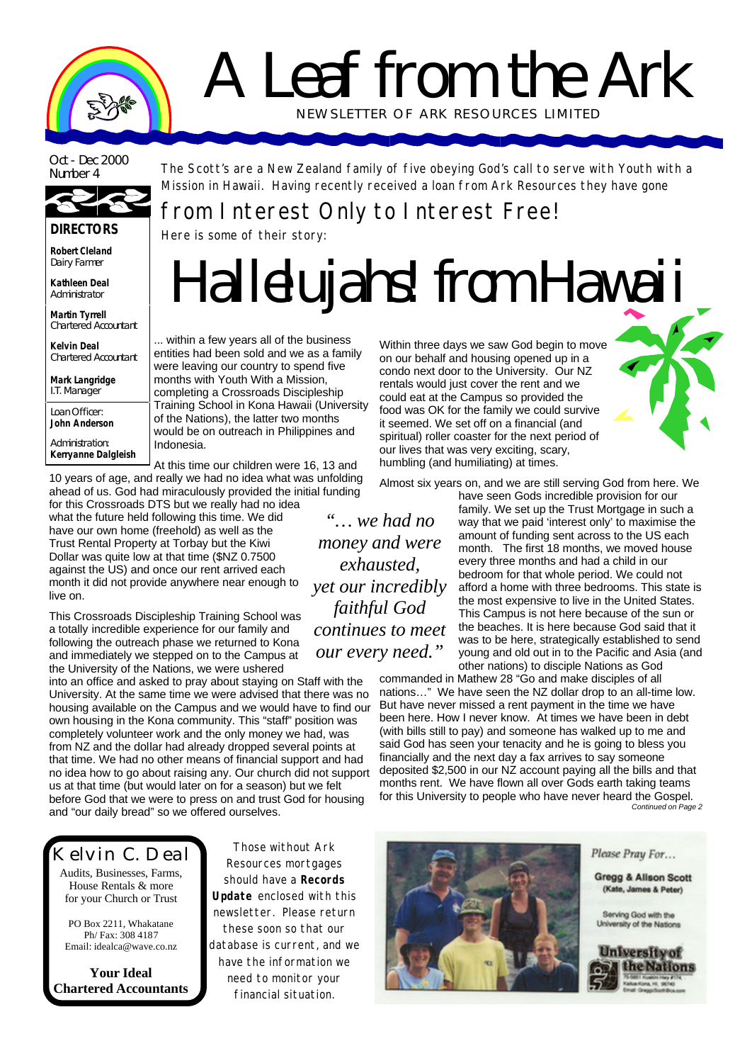# A Leaf from the Ark

NEWSLETTER OF ARK RESOURCES LIMITED

Oct - Dec 2000
Number 4

**DIRECTORS**

**Robert Cleland**
Dairy Farmer

**Kathleen Deal**
Administrator

**Martin Tyrrell**
Chartered Accountant

**Kelvin Deal**
Chartered Accountant

**Mark Langridge**
I.T. Manager

Loan Officer:
**John Anderson**

Administration:
**Kerryanne Dalgleish**

The Scott's are a New Zealand family of five obeying God's call to serve with Youth with a Mission in Hawaii. Having recently received a loan from Ark Resources they have gone

## from Interest Only to Interest Free!

Here is some of their story:

# Hallelujahs! from Hawaii

... within a few years all of the business entities had been sold and we as a family were leaving our country to spend five months with Youth With a Mission, completing a Crossroads Discipleship Training School in Kona Hawaii (University of the Nations), the latter two months would be on outreach in Philippines and Indonesia.

At this time our children were 16, 13 and 10 years of age, and really we had no idea what was unfolding ahead of us. God had miraculously provided the initial funding for this Crossroads DTS but we really had no idea what the future held following this time. We did have our own home (freehold) as well as the Trust Rental Property at Torbay but the Kiwi Dollar was quite low at that time ($NZ 0.7500 against the US) and once our rent arrived each month it did not provide anywhere near enough to live on.

This Crossroads Discipleship Training School was a totally incredible experience for our family and following the outreach phase we returned to Kona and immediately we stepped on to the Campus at the University of the Nations, we were ushered into an office and asked to pray about staying on Staff with the University. At the same time we were advised that there was no housing available on the Campus and we would have to find our own housing in the Kona community. This "staff" position was completely volunteer work and the only money we had, was from NZ and the dollar had already dropped several points at that time. We had no other means of financial support and had no idea how to go about raising any. Our church did not support us at that time (but would later on for a season) but we felt before God that we were to press on and trust God for housing and "our daily bread" so we offered ourselves.

Within three days we saw God begin to move on our behalf and housing opened up in a condo next door to the University. Our NZ rentals would just cover the rent and we could eat at the Campus so provided the food was OK for the family we could survive it seemed. We set off on a financial (and spiritual) roller coaster for the next period of our lives that was very exciting, scary, humbling (and humiliating) at times.

Almost six years on, and we are still serving God from here. We have seen Gods incredible provision for our family. We set up the Trust Mortgage in such a way that we paid 'interest only' to maximise the amount of funding sent across to the US each month. The first 18 months, we moved house every three months and had a child in our bedroom for that whole period. We could not afford a home with three bedrooms. This state is the most expensive to live in the United States. This Campus is not here because of the sun or the beaches. It is here because God said that it was to be here, strategically established to send young and old out in to the Pacific and Asia (and other nations) to disciple Nations as God commanded in Mathew 28 "Go and make disciples of all nations…" We have seen the NZ dollar drop to an all-time low. But have never missed a rent payment in the time we have been here. How I never know. At times we have been in debt (with bills still to pay) and someone has walked up to me and said God has seen your tenacity and he is going to bless you financially and the next day a fax arrives to say someone deposited $2,500 in our NZ account paying all the bills and that months rent. We have flown all over Gods earth taking teams for this University to people who have never heard the Gospel.

*"… we had no money and were exhausted, yet our incredibly faithful God continues to meet our every need."*

*Continued on Page 2*

---

**Kelvin C. Deal**

Audits, Businesses, Farms, House Rentals & more for your Church or Trust

PO Box 2211, Whakatane
Ph/ Fax: 308 4187
Email: idealca@wave.co.nz

**Your Ideal Chartered Accountants**

---

Those without Ark Resources mortgages should have a **Records Update** enclosed with this newsletter. Please return these soon so that our database is current, and we have the information we need to monitor your financial situation.

---

*Please Pray For…*

**Gregg & Allison Scott**
(Kate, James & Peter)

Serving God with the University of the Nations

**University of the Nations**
75-5851 Kuakini Hwy #174, Kailua-Kona, HI, 96740
Email: GreggScott@cs.com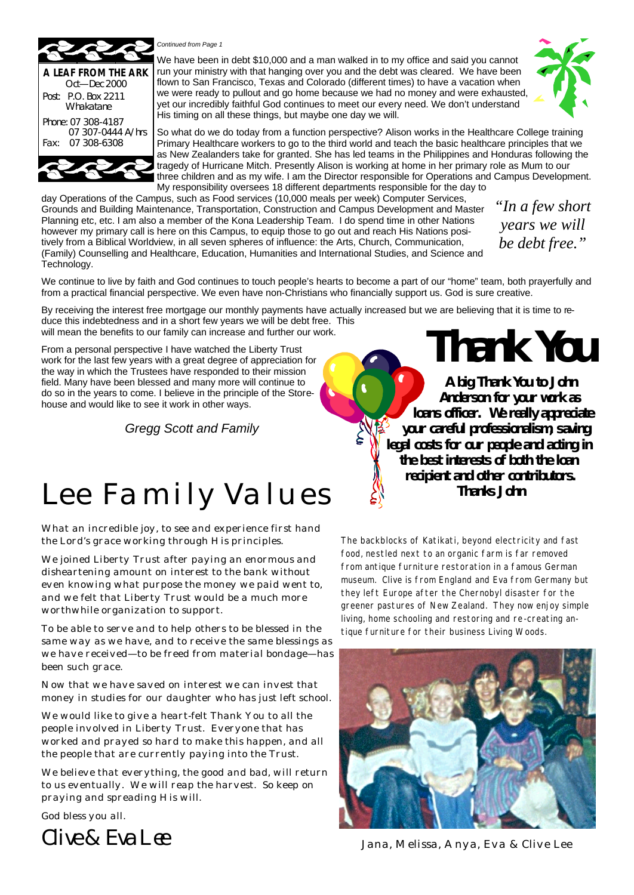**A LEAF FROM THE ARK**
Oct—Dec 2000
Post: P.O. Box 2211
Whakatane
Phone: 07 308-4187
07 307-0444 A/hrs
Fax: 07 308-6308

*Continued from Page 1*

We have been in debt $10,000 and a man walked in to my office and said you cannot run your ministry with that hanging over you and the debt was cleared. We have been flown to San Francisco, Texas and Colorado (different times) to have a vacation when we were ready to pullout and go home because we had no money and were exhausted, yet our incredibly faithful God continues to meet our every need. We don't understand His timing on all these things, but maybe one day we will.

So what do we do today from a function perspective? Alison works in the Healthcare College training Primary Healthcare workers to go to the third world and teach the basic healthcare principles that we as New Zealanders take for granted. She has led teams in the Philippines and Honduras following the tragedy of Hurricane Mitch. Presently Alison is working at home in her primary role as Mum to our three children and as my wife. I am the Director responsible for Operations and Campus Development. My responsibility oversees 18 different departments responsible for the day to day Operations of the Campus, such as Food services (10,000 meals per week) Computer Services, Grounds and Building Maintenance, Transportation, Construction and Campus Development and Master Planning etc, etc. I am also a member of the Kona Leadership Team. I do spend time in other Nations however my primary call is here on this Campus, to equip those to go out and reach His Nations positively from a Biblical Worldview, in all seven spheres of influence: the Arts, Church, Communication, (Family) Counselling and Healthcare, Education, Humanities and International Studies, and Science and Technology.

*"In a few short years we will be debt free."*

We continue to live by faith and God continues to touch people's hearts to become a part of our "home" team, both prayerfully and from a practical financial perspective. We even have non-Christians who financially support us. God is sure creative.

By receiving the interest free mortgage our monthly payments have actually increased but we are believing that it is time to reduce this indebtedness and in a short few years we will be debt free. This will mean the benefits to our family can increase and further our work.

From a personal perspective I have watched the Liberty Trust work for the last few years with a great degree of appreciation for the way in which the Trustees have responded to their mission field. Many have been blessed and many more will continue to do so in the years to come. I believe in the principle of the Storehouse and would like to see it work in other ways.

*Gregg Scott and Family*

# Thank You

**A big Thank You to John Anderson for your work as loans officer. We really appreciate your careful professionalism, saving legal costs for our people and acting in the best interests of both the loan recipient and other contributors. Thanks John**

# Lee Family Values

What an incredible joy, to see and experience first hand the Lord's grace working through His principles.

We joined Liberty Trust after paying an enormous and disheartening amount on interest to the bank without even knowing what purpose the money we paid went to, and we felt that Liberty Trust would be a much more worthwhile organization to support.

To be able to serve and to help others to be blessed in the same way as we have, and to receive the same blessings as we have received—to be freed from material bondage—has been such grace.

Now that we have saved on interest we can invest that money in studies for our daughter who has just left school.

We would like to give a heart-felt Thank You to all the people involved in Liberty Trust. Everyone that has worked and prayed so hard to make this happen, and all the people that are currently paying into the Trust.

We believe that everything, the good and bad, will return to us eventually. We will reap the harvest. So keep on praying and spreading His will.

God bless you all.

Clive & Eva Lee

The backblocks of Katikati, beyond electricity and fast food, nestled next to an organic farm is far removed from antique furniture restoration in a famous German museum. Clive is from England and Eva from Germany but they left Europe after the Chernobyl disaster for the greener pastures of New Zealand. They now enjoy simple living, home schooling and restoring and re-creating antique furniture for their business Living Woods.

Jana, Melissa, Anya, Eva & Clive Lee